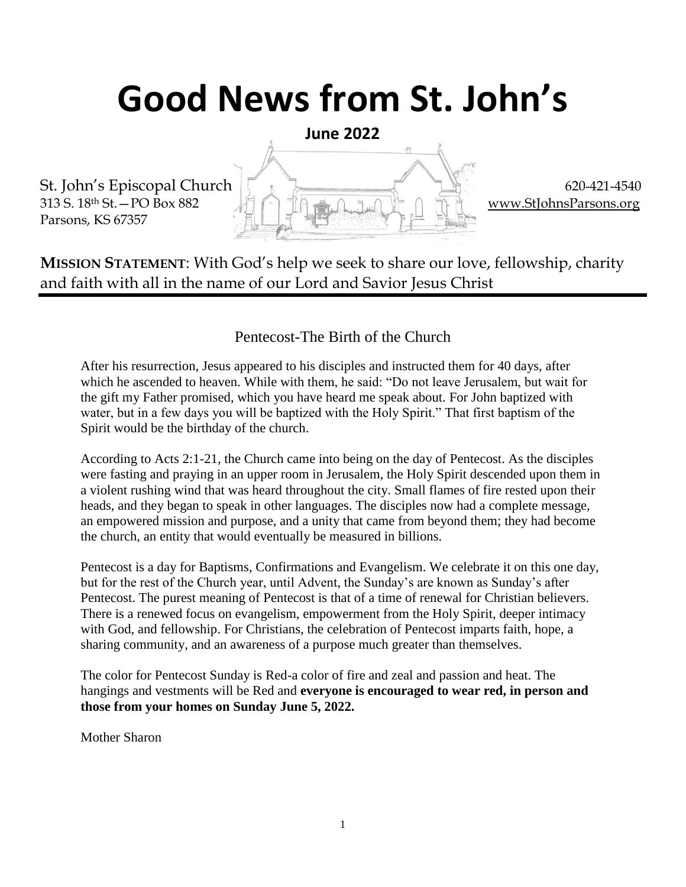# Good News from St. John's

**June 2022**

St. John's Episcopal Church
313 S. 18th St.—PO Box 882
Parsons, KS 67357

620-421-4540
www.StJohnsParsons.org

**MISSION STATEMENT**: With God's help we seek to share our love, fellowship, charity and faith with all in the name of our Lord and Savior Jesus Christ

## Pentecost-The Birth of the Church

After his resurrection, Jesus appeared to his disciples and instructed them for 40 days, after which he ascended to heaven. While with them, he said: "Do not leave Jerusalem, but wait for the gift my Father promised, which you have heard me speak about. For John baptized with water, but in a few days you will be baptized with the Holy Spirit." That first baptism of the Spirit would be the birthday of the church.

According to Acts 2:1-21, the Church came into being on the day of Pentecost. As the disciples were fasting and praying in an upper room in Jerusalem, the Holy Spirit descended upon them in a violent rushing wind that was heard throughout the city. Small flames of fire rested upon their heads, and they began to speak in other languages. The disciples now had a complete message, an empowered mission and purpose, and a unity that came from beyond them; they had become the church, an entity that would eventually be measured in billions.

Pentecost is a day for Baptisms, Confirmations and Evangelism. We celebrate it on this one day, but for the rest of the Church year, until Advent, the Sunday's are known as Sunday's after Pentecost. The purest meaning of Pentecost is that of a time of renewal for Christian believers. There is a renewed focus on evangelism, empowerment from the Holy Spirit, deeper intimacy with God, and fellowship. For Christians, the celebration of Pentecost imparts faith, hope, a sharing community, and an awareness of a purpose much greater than themselves.

The color for Pentecost Sunday is Red-a color of fire and zeal and passion and heat. The hangings and vestments will be Red and **everyone is encouraged to wear red, in person and those from your homes on Sunday June 5, 2022.**

Mother Sharon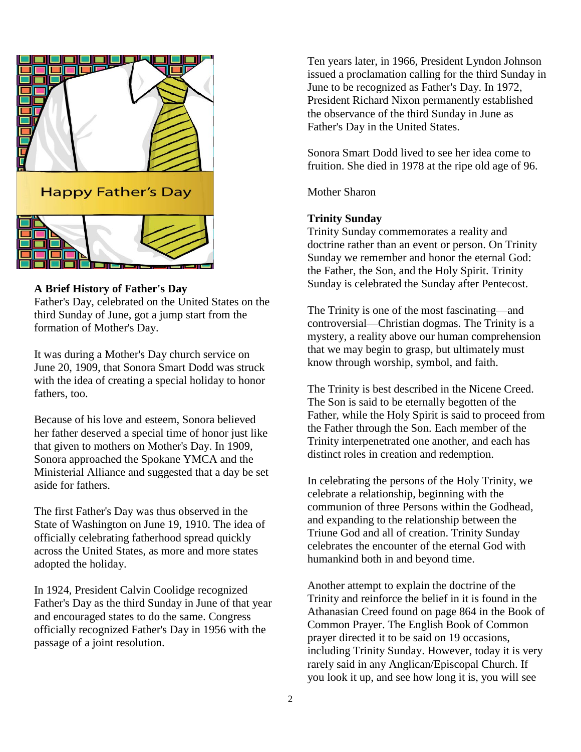Happy Father's Day

**A Brief History of Father's Day**

Father's Day, celebrated on the United States on the third Sunday of June, got a jump start from the formation of Mother's Day.

It was during a Mother's Day church service on June 20, 1909, that Sonora Smart Dodd was struck with the idea of creating a special holiday to honor fathers, too.

Because of his love and esteem, Sonora believed her father deserved a special time of honor just like that given to mothers on Mother's Day. In 1909, Sonora approached the Spokane YMCA and the Ministerial Alliance and suggested that a day be set aside for fathers.

The first Father's Day was thus observed in the State of Washington on June 19, 1910. The idea of officially celebrating fatherhood spread quickly across the United States, as more and more states adopted the holiday.

In 1924, President Calvin Coolidge recognized Father's Day as the third Sunday in June of that year and encouraged states to do the same. Congress officially recognized Father's Day in 1956 with the passage of a joint resolution.

Ten years later, in 1966, President Lyndon Johnson issued a proclamation calling for the third Sunday in June to be recognized as Father's Day. In 1972, President Richard Nixon permanently established the observance of the third Sunday in June as Father's Day in the United States.

Sonora Smart Dodd lived to see her idea come to fruition. She died in 1978 at the ripe old age of 96.

Mother Sharon

**Trinity Sunday**

Trinity Sunday commemorates a reality and doctrine rather than an event or person. On Trinity Sunday we remember and honor the eternal God: the Father, the Son, and the Holy Spirit. Trinity Sunday is celebrated the Sunday after Pentecost.

The Trinity is one of the most fascinating—and controversial—Christian dogmas. The Trinity is a mystery, a reality above our human comprehension that we may begin to grasp, but ultimately must know through worship, symbol, and faith.

The Trinity is best described in the Nicene Creed. The Son is said to be eternally begotten of the Father, while the Holy Spirit is said to proceed from the Father through the Son. Each member of the Trinity interpenetrated one another, and each has distinct roles in creation and redemption.

In celebrating the persons of the Holy Trinity, we celebrate a relationship, beginning with the communion of three Persons within the Godhead, and expanding to the relationship between the Triune God and all of creation. Trinity Sunday celebrates the encounter of the eternal God with humankind both in and beyond time.

Another attempt to explain the doctrine of the Trinity and reinforce the belief in it is found in the Athanasian Creed found on page 864 in the Book of Common Prayer. The English Book of Common prayer directed it to be said on 19 occasions, including Trinity Sunday. However, today it is very rarely said in any Anglican/Episcopal Church. If you look it up, and see how long it is, you will see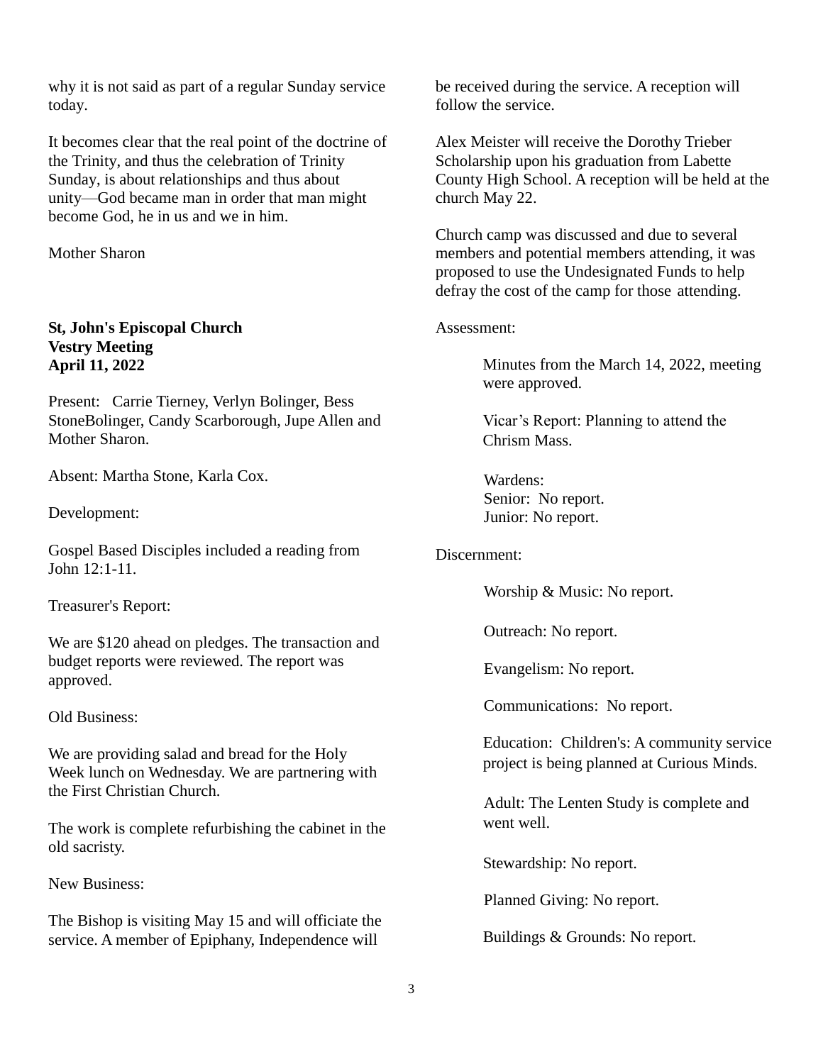why it is not said as part of a regular Sunday service today.

It becomes clear that the real point of the doctrine of the Trinity, and thus the celebration of Trinity Sunday, is about relationships and thus about unity—God became man in order that man might become God, he in us and we in him.

Mother Sharon

**St, John's Episcopal Church**
**Vestry Meeting**
**April 11, 2022**

Present: Carrie Tierney, Verlyn Bolinger, Bess StoneBolinger, Candy Scarborough, Jupe Allen and Mother Sharon.

Absent: Martha Stone, Karla Cox.

Development:

Gospel Based Disciples included a reading from John 12:1-11.

Treasurer's Report:

We are $120 ahead on pledges. The transaction and budget reports were reviewed. The report was approved.

Old Business:

We are providing salad and bread for the Holy Week lunch on Wednesday. We are partnering with the First Christian Church.

The work is complete refurbishing the cabinet in the old sacristy.

New Business:

The Bishop is visiting May 15 and will officiate the service. A member of Epiphany, Independence will be received during the service. A reception will follow the service.

Alex Meister will receive the Dorothy Trieber Scholarship upon his graduation from Labette County High School. A reception will be held at the church May 22.

Church camp was discussed and due to several members and potential members attending, it was proposed to use the Undesignated Funds to help defray the cost of the camp for those attending.

Assessment:

Minutes from the March 14, 2022, meeting were approved.

Vicar's Report: Planning to attend the Chrism Mass.

Wardens:
Senior: No report.
Junior: No report.

Discernment:

Worship & Music: No report.

Outreach: No report.

Evangelism: No report.

Communications: No report.

Education: Children's: A community service project is being planned at Curious Minds.

Adult: The Lenten Study is complete and went well.

Stewardship: No report.

Planned Giving: No report.

Buildings & Grounds: No report.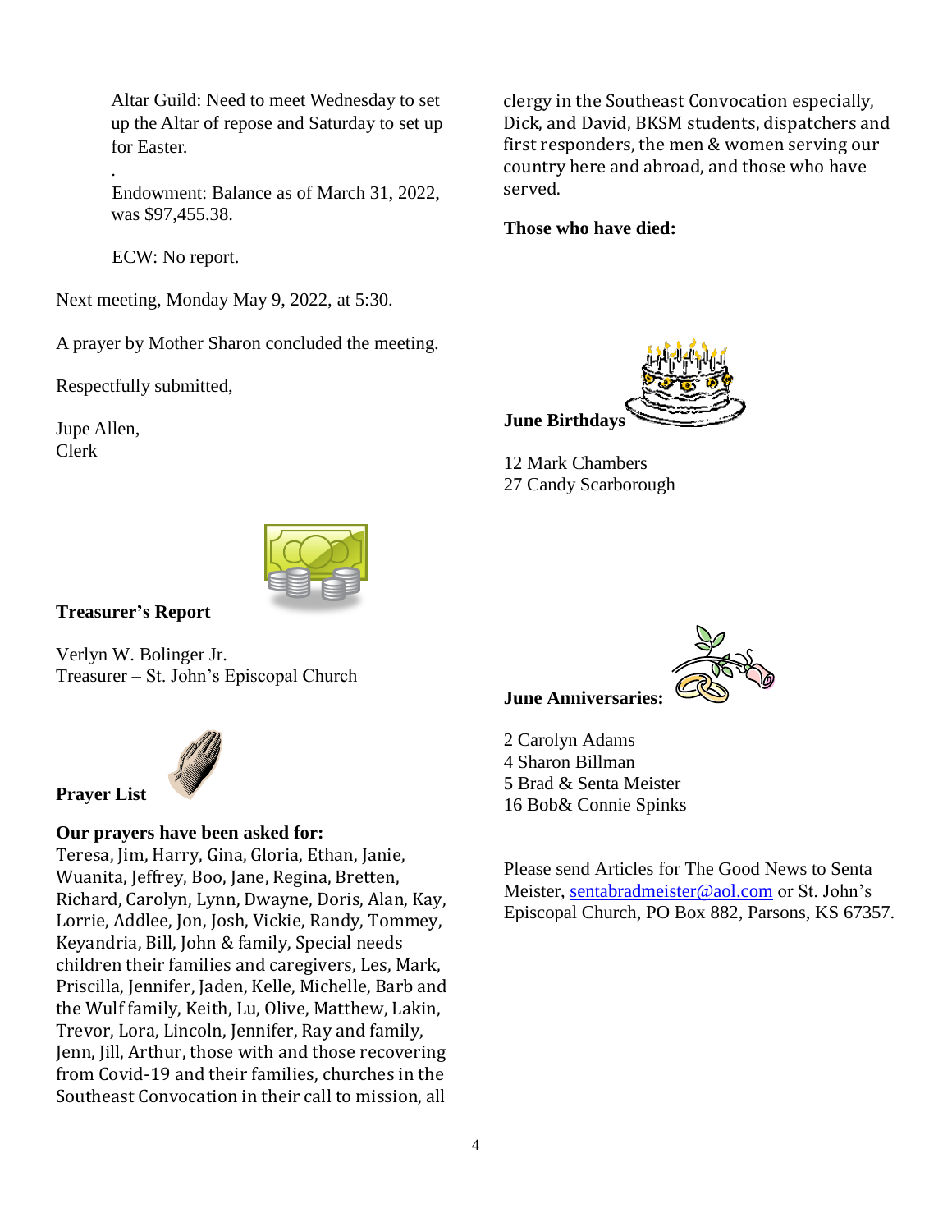Altar Guild: Need to meet Wednesday to set up the Altar of repose and Saturday to set up for Easter.

.

Endowment: Balance as of March 31, 2022, was $97,455.38.

ECW: No report.

Next meeting, Monday May 9, 2022, at 5:30.

A prayer by Mother Sharon concluded the meeting.

Respectfully submitted,

Jupe Allen,
Clerk

**Treasurer's Report**

Verlyn W. Bolinger Jr.
Treasurer – St. John's Episcopal Church

**Prayer List**

**Our prayers have been asked for:**
Teresa, Jim, Harry, Gina, Gloria, Ethan, Janie, Wuanita, Jeffrey, Boo, Jane, Regina, Bretten, Richard, Carolyn, Lynn, Dwayne, Doris, Alan, Kay, Lorrie, Addlee, Jon, Josh, Vickie, Randy, Tommey, Keyandria, Bill, John & family, Special needs children their families and caregivers, Les, Mark, Priscilla, Jennifer, Jaden, Kelle, Michelle, Barb and the Wulf family, Keith, Lu, Olive, Matthew, Lakin, Trevor, Lora, Lincoln, Jennifer, Ray and family, Jenn, Jill, Arthur, those with and those recovering from Covid-19 and their families, churches in the Southeast Convocation in their call to mission, all clergy in the Southeast Convocation especially, Dick, and David, BKSM students, dispatchers and first responders, the men & women serving our country here and abroad, and those who have served.

**Those who have died:**

**June Birthdays**

12 Mark Chambers
27 Candy Scarborough

**June Anniversaries:**

2 Carolyn Adams
4 Sharon Billman
5 Brad & Senta Meister
16 Bob& Connie Spinks

Please send Articles for The Good News to Senta Meister, sentabradmeister@aol.com or St. John's Episcopal Church, PO Box 882, Parsons, KS 67357.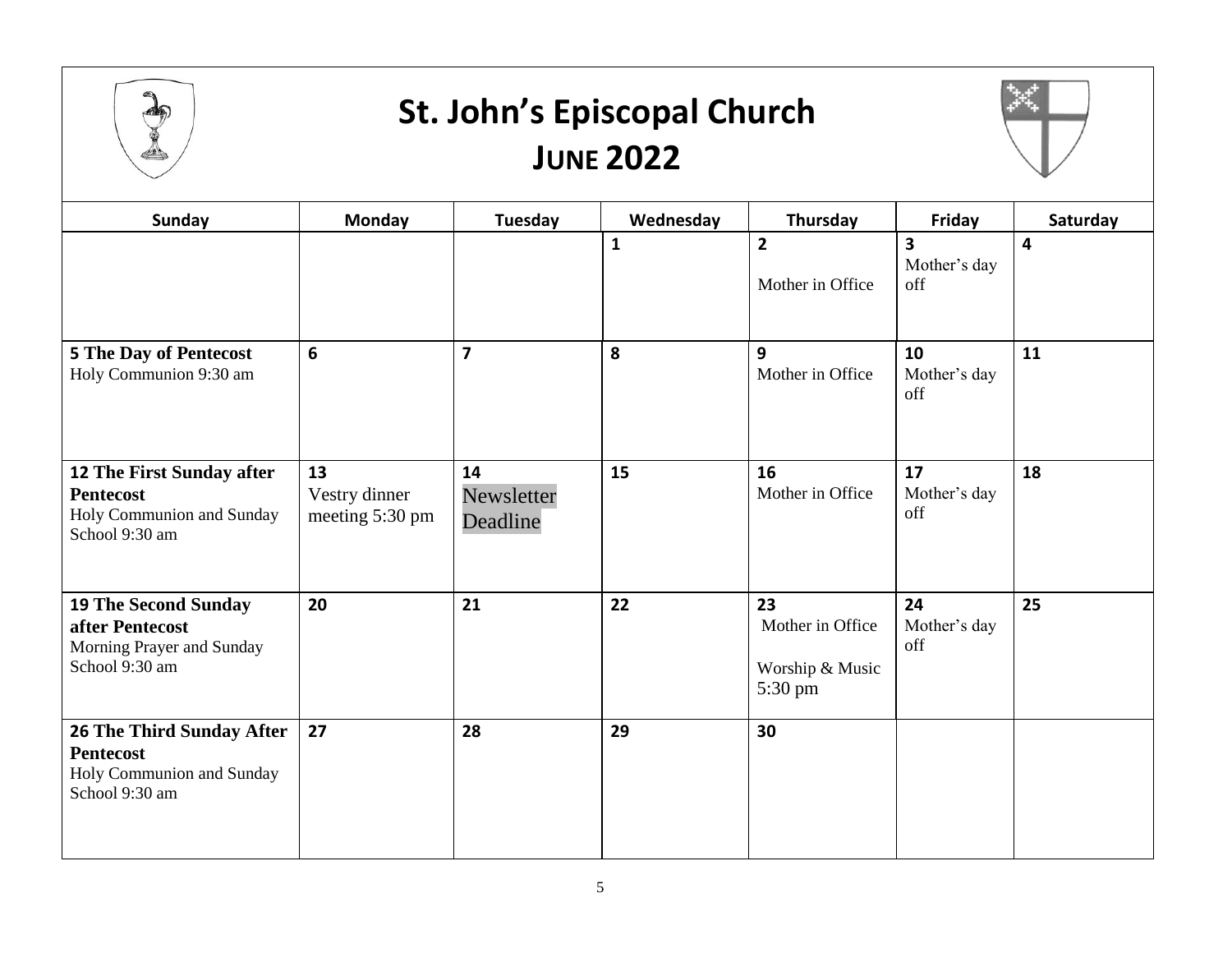# St. John's Episcopal Church

## JUNE 2022

| Sunday | Monday | Tuesday | Wednesday | Thursday | Friday | Saturday |
| --- | --- | --- | --- | --- | --- | --- |
| | | | **1** | **2** Mother in Office | **3** Mother's day off | **4** |
| **5 The Day of Pentecost** Holy Communion 9:30 am | **6** | **7** | **8** | **9** Mother in Office | **10** Mother's day off | **11** |
| **12 The First Sunday after Pentecost** Holy Communion and Sunday School 9:30 am | **13** Vestry dinner meeting 5:30 pm | **14** Newsletter Deadline | **15** | **16** Mother in Office | **17** Mother's day off | **18** |
| **19 The Second Sunday after Pentecost** Morning Prayer and Sunday School 9:30 am | **20** | **21** | **22** | **23** Mother in Office Worship & Music 5:30 pm | **24** Mother's day off | **25** |
| **26 The Third Sunday After Pentecost** Holy Communion and Sunday School 9:30 am | **27** | **28** | **29** | **30** | | |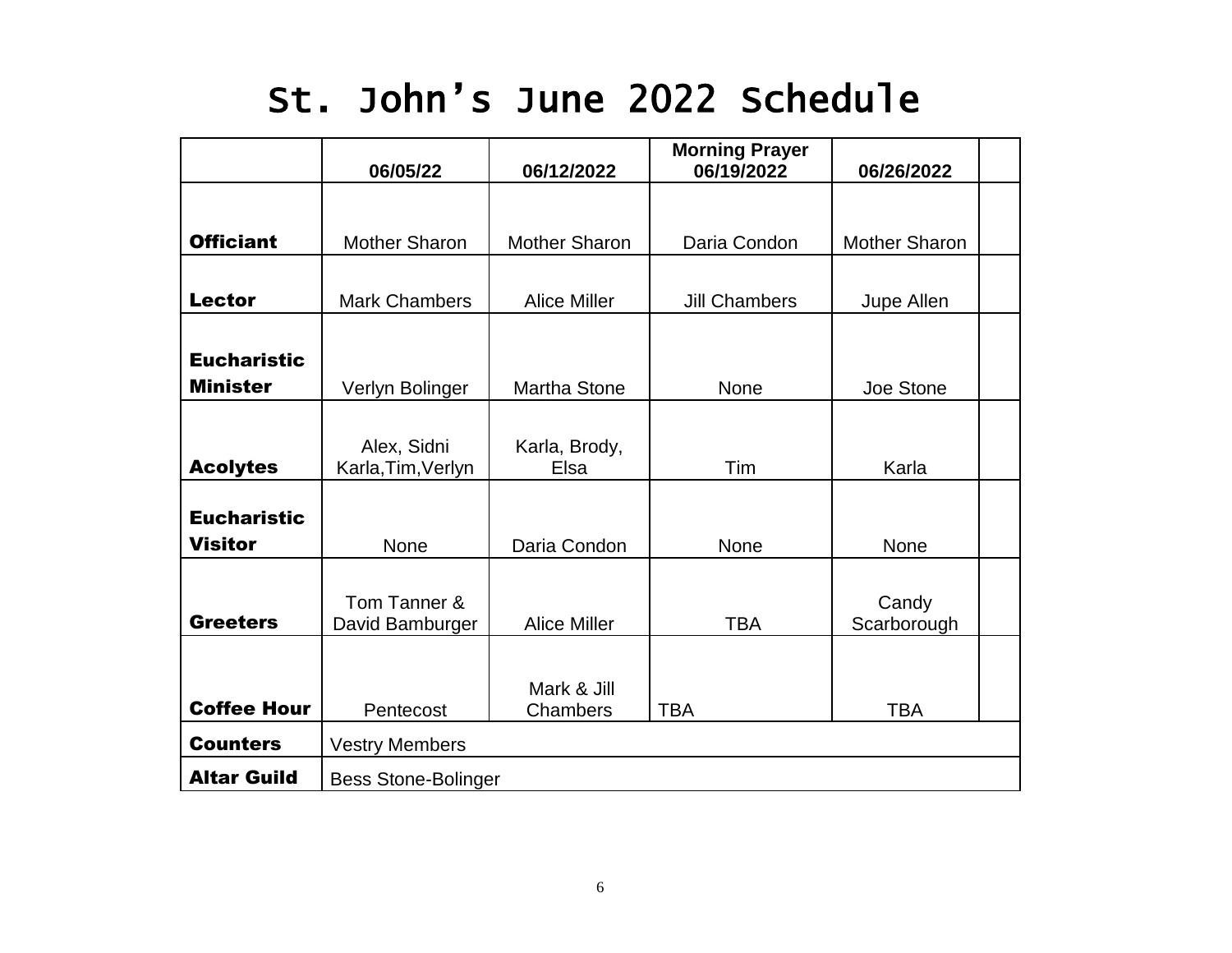# St. John's June 2022 Schedule

| | 06/05/22 | 06/12/2022 | Morning Prayer 06/19/2022 | 06/26/2022 | |
|---|---|---|---|---|---|
| **Officiant** | Mother Sharon | Mother Sharon | Daria Condon | Mother Sharon | |
| **Lector** | Mark Chambers | Alice Miller | Jill Chambers | Jupe Allen | |
| **Eucharistic Minister** | Verlyn Bolinger | Martha Stone | None | Joe Stone | |
| **Acolytes** | Alex, Sidni Karla,Tim,Verlyn | Karla, Brody, Elsa | Tim | Karla | |
| **Eucharistic Visitor** | None | Daria Condon | None | None | |
| **Greeters** | Tom Tanner & David Bamburger | Alice Miller | TBA | Candy Scarborough | |
| **Coffee Hour** | Pentecost | Mark & Jill Chambers | TBA | TBA | |
| **Counters** | Vestry Members | | | | |
| **Altar Guild** | Bess Stone-Bolinger | | | | |